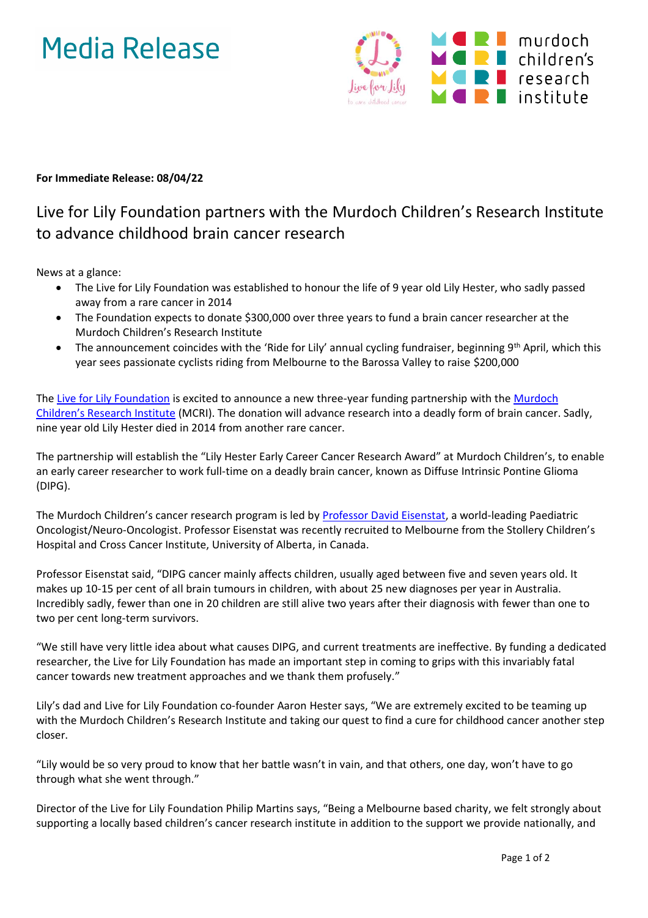# Media Release

**For Immediate Release: 08/04/22**

## Live for Lily Foundation partners with the Murdoch Children's Research Institute to advance childhood brain cancer research

News at a glance:

- The Live for Lily Foundation was established to honour the life of 9 year old Lily Hester, who sadly passed away from a rare cancer in 2014
- The Foundation expects to donate $300,000 over three years to fund a brain cancer researcher at the Murdoch Children's Research Institute
- The announcement coincides with the 'Ride for Lily' annual cycling fundraiser, beginning 9th April, which this year sees passionate cyclists riding from Melbourne to the Barossa Valley to raise $200,000

The Live for Lily Foundation is excited to announce a new three-year funding partnership with the Murdoch Children's Research Institute (MCRI). The donation will advance research into a deadly form of brain cancer. Sadly, nine year old Lily Hester died in 2014 from another rare cancer.

The partnership will establish the "Lily Hester Early Career Cancer Research Award" at Murdoch Children's, to enable an early career researcher to work full-time on a deadly brain cancer, known as Diffuse Intrinsic Pontine Glioma (DIPG).

The Murdoch Children's cancer research program is led by Professor David Eisenstat, a world-leading Paediatric Oncologist/Neuro-Oncologist. Professor Eisenstat was recently recruited to Melbourne from the Stollery Children's Hospital and Cross Cancer Institute, University of Alberta, in Canada.

Professor Eisenstat said, "DIPG cancer mainly affects children, usually aged between five and seven years old. It makes up 10-15 per cent of all brain tumours in children, with about 25 new diagnoses per year in Australia. Incredibly sadly, fewer than one in 20 children are still alive two years after their diagnosis with fewer than one to two per cent long-term survivors.

"We still have very little idea about what causes DIPG, and current treatments are ineffective. By funding a dedicated researcher, the Live for Lily Foundation has made an important step in coming to grips with this invariably fatal cancer towards new treatment approaches and we thank them profusely."

Lily's dad and Live for Lily Foundation co-founder Aaron Hester says, "We are extremely excited to be teaming up with the Murdoch Children's Research Institute and taking our quest to find a cure for childhood cancer another step closer.

"Lily would be so very proud to know that her battle wasn't in vain, and that others, one day, won't have to go through what she went through."

Director of the Live for Lily Foundation Philip Martins says, "Being a Melbourne based charity, we felt strongly about supporting a locally based children's cancer research institute in addition to the support we provide nationally, and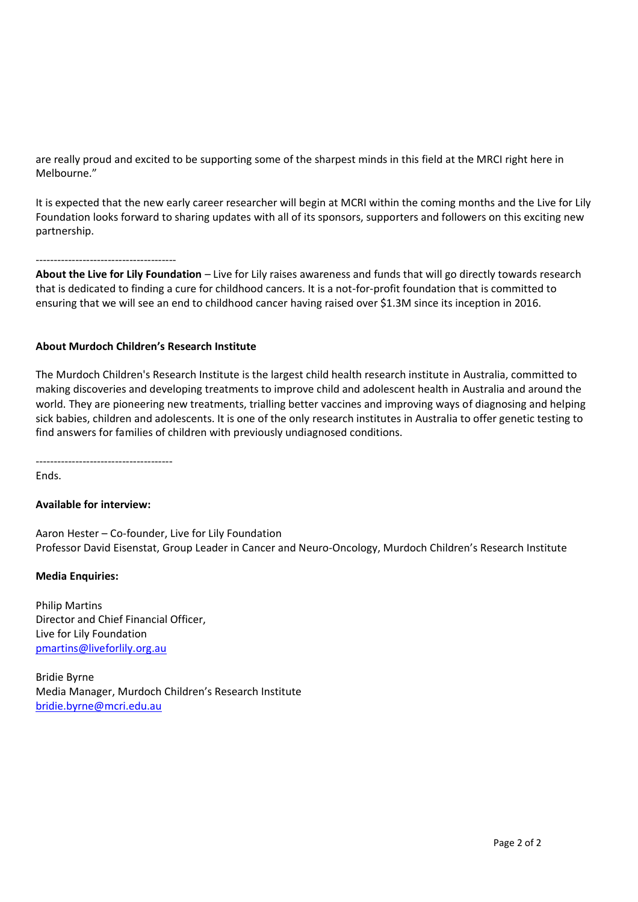are really proud and excited to be supporting some of the sharpest minds in this field at the MRCI right here in Melbourne."

It is expected that the new early career researcher will begin at MCRI within the coming months and the Live for Lily Foundation looks forward to sharing updates with all of its sponsors, supporters and followers on this exciting new partnership.

---------------------------------------

**About the Live for Lily Foundation** – Live for Lily raises awareness and funds that will go directly towards research that is dedicated to finding a cure for childhood cancers. It is a not-for-profit foundation that is committed to ensuring that we will see an end to childhood cancer having raised over $1.3M since its inception in 2016.

**About Murdoch Children's Research Institute**

The Murdoch Children's Research Institute is the largest child health research institute in Australia, committed to making discoveries and developing treatments to improve child and adolescent health in Australia and around the world. They are pioneering new treatments, trialling better vaccines and improving ways of diagnosing and helping sick babies, children and adolescents. It is one of the only research institutes in Australia to offer genetic testing to find answers for families of children with previously undiagnosed conditions.

--------------------------------------

Ends.

**Available for interview:**

Aaron Hester – Co-founder, Live for Lily Foundation
Professor David Eisenstat, Group Leader in Cancer and Neuro-Oncology, Murdoch Children's Research Institute

**Media Enquiries:**

Philip Martins
Director and Chief Financial Officer,
Live for Lily Foundation
pmartins@liveforlily.org.au

Bridie Byrne
Media Manager, Murdoch Children's Research Institute
bridie.byrne@mcri.edu.au